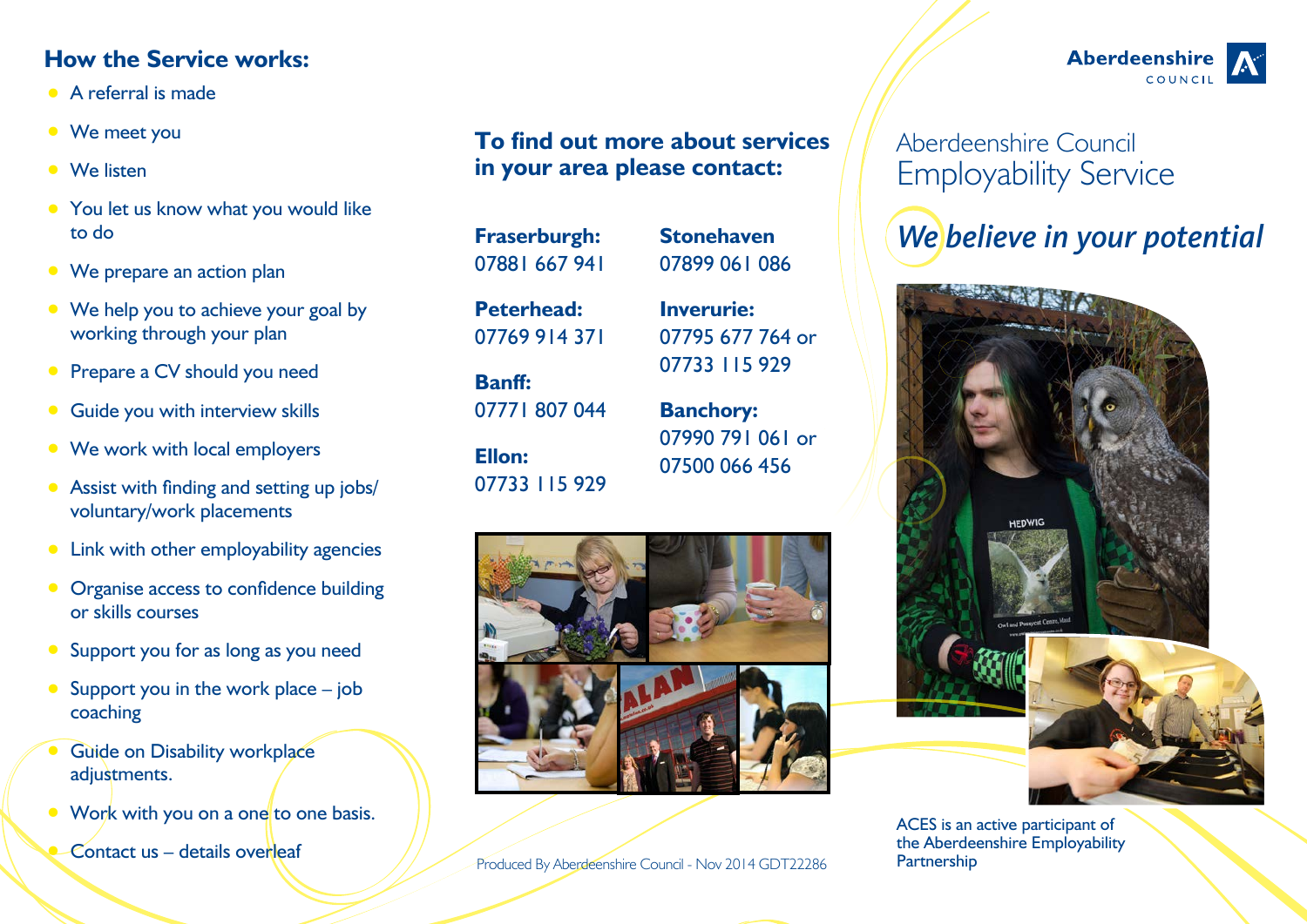## How the Service works:

- A referral is made
- We meet you
- We listen
- You let us know what you would like to do
- We prepare an action plan
- We help you to achieve your goal by working through your plan
- Prepare a CV should you need
- Guide you with interview skills
- We work with local employers
- Assist with finding and setting up jobs/ voluntary/work placements
- Link with other employability agencies
- Organise access to confidence building or skills courses
- Support you for as long as you need
- Support you in the work place – job coaching
- Guide on Disability workplace adjustments.
- Work with you on a one to one basis.
- Contact us – details overleaf

## To find out more about services in your area please contact:

**Fraserburgh:**
07881 667 941

**Peterhead:**
07769 914 371

**Banff:**
07771 807 044

**Ellon:**
07733 115 929

**Stonehaven**
07899 061 086

**Inverurie:**
07795 677 764 or
07733 115 929

**Banchory:**
07990 791 061 or
07500 066 456

Produced By Aberdeenshire Council - Nov 2014 GDT22286

Aberdeenshire COUNCIL

# Aberdeenshire Council Employability Service

## *We believe in your potential*

ACES is an active participant of the Aberdeenshire Employability Partnership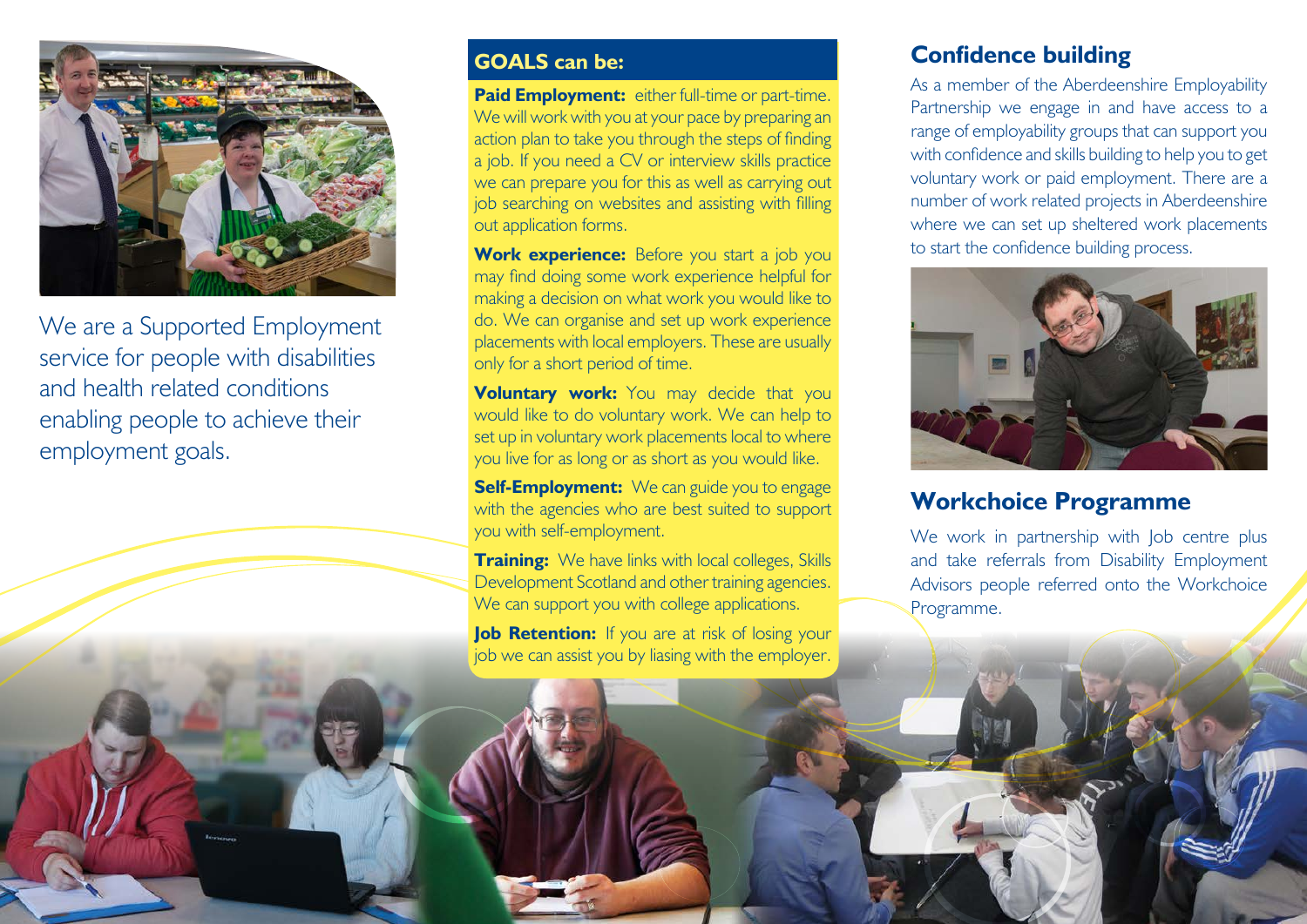We are a Supported Employment service for people with disabilities and health related conditions enabling people to achieve their employment goals.

## GOALS can be:

**Paid Employment:** either full-time or part-time. We will work with you at your pace by preparing an action plan to take you through the steps of finding a job. If you need a CV or interview skills practice we can prepare you for this as well as carrying out job searching on websites and assisting with filling out application forms.

**Work experience:** Before you start a job you may find doing some work experience helpful for making a decision on what work you would like to do. We can organise and set up work experience placements with local employers. These are usually only for a short period of time.

**Voluntary work:** You may decide that you would like to do voluntary work. We can help to set up in voluntary work placements local to where you live for as long or as short as you would like.

**Self-Employment:** We can guide you to engage with the agencies who are best suited to support you with self-employment.

**Training:** We have links with local colleges, Skills Development Scotland and other training agencies. We can support you with college applications.

**Job Retention:** If you are at risk of losing your job we can assist you by liasing with the employer.

## Confidence building

As a member of the Aberdeenshire Employability Partnership we engage in and have access to a range of employability groups that can support you with confidence and skills building to help you to get voluntary work or paid employment. There are a number of work related projects in Aberdeenshire where we can set up sheltered work placements to start the confidence building process.

## Workchoice Programme

We work in partnership with Job centre plus and take referrals from Disability Employment Advisors people referred onto the Workchoice Programme.